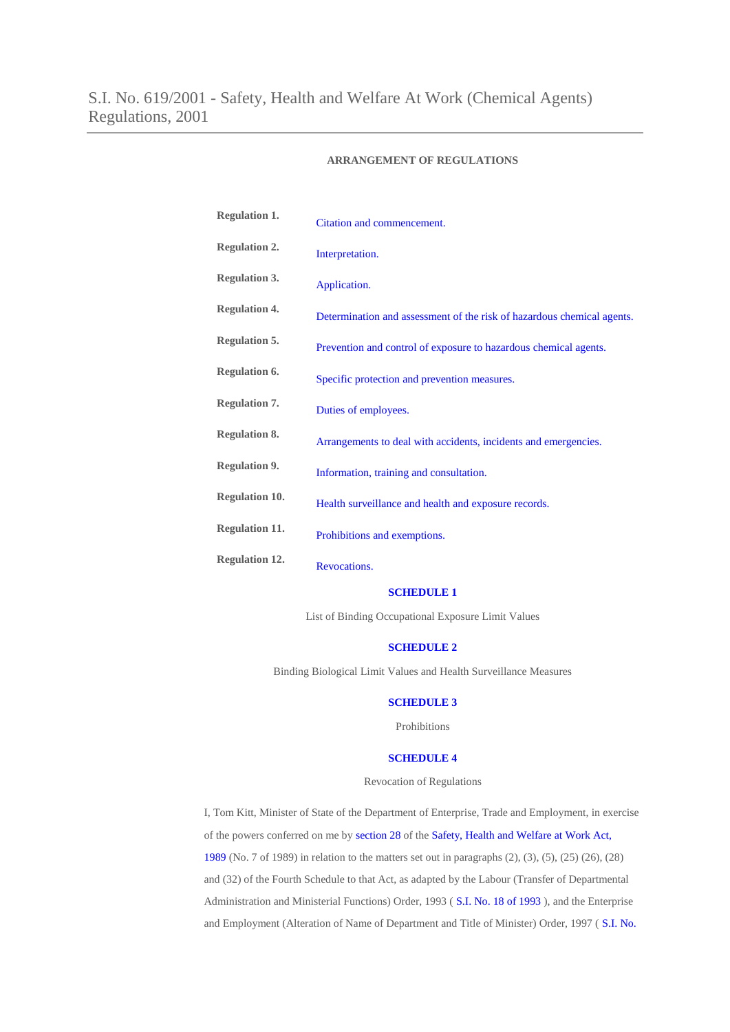# S.I. No. 619/2001 - Safety, Health and Welfare At Work (Chemical Agents) Regulations, 2001

**ARRANGEMENT OF REGULATIONS**

| | |
|---|---|
| **Regulation 1.** | Citation and commencement. |
| **Regulation 2.** | Interpretation. |
| **Regulation 3.** | Application. |
| **Regulation 4.** | Determination and assessment of the risk of hazardous chemical agents. |
| **Regulation 5.** | Prevention and control of exposure to hazardous chemical agents. |
| **Regulation 6.** | Specific protection and prevention measures. |
| **Regulation 7.** | Duties of employees. |
| **Regulation 8.** | Arrangements to deal with accidents, incidents and emergencies. |
| **Regulation 9.** | Information, training and consultation. |
| **Regulation 10.** | Health surveillance and health and exposure records. |
| **Regulation 11.** | Prohibitions and exemptions. |
| **Regulation 12.** | Revocations. |

**SCHEDULE 1**

List of Binding Occupational Exposure Limit Values

**SCHEDULE 2**

Binding Biological Limit Values and Health Surveillance Measures

**SCHEDULE 3**

Prohibitions

**SCHEDULE 4**

Revocation of Regulations

I, Tom Kitt, Minister of State of the Department of Enterprise, Trade and Employment, in exercise of the powers conferred on me by section 28 of the Safety, Health and Welfare at Work Act, 1989 (No. 7 of 1989) in relation to the matters set out in paragraphs (2), (3), (5), (25) (26), (28) and (32) of the Fourth Schedule to that Act, as adapted by the Labour (Transfer of Departmental Administration and Ministerial Functions) Order, 1993 ( S.I. No. 18 of 1993 ), and the Enterprise and Employment (Alteration of Name of Department and Title of Minister) Order, 1997 ( S.I. No.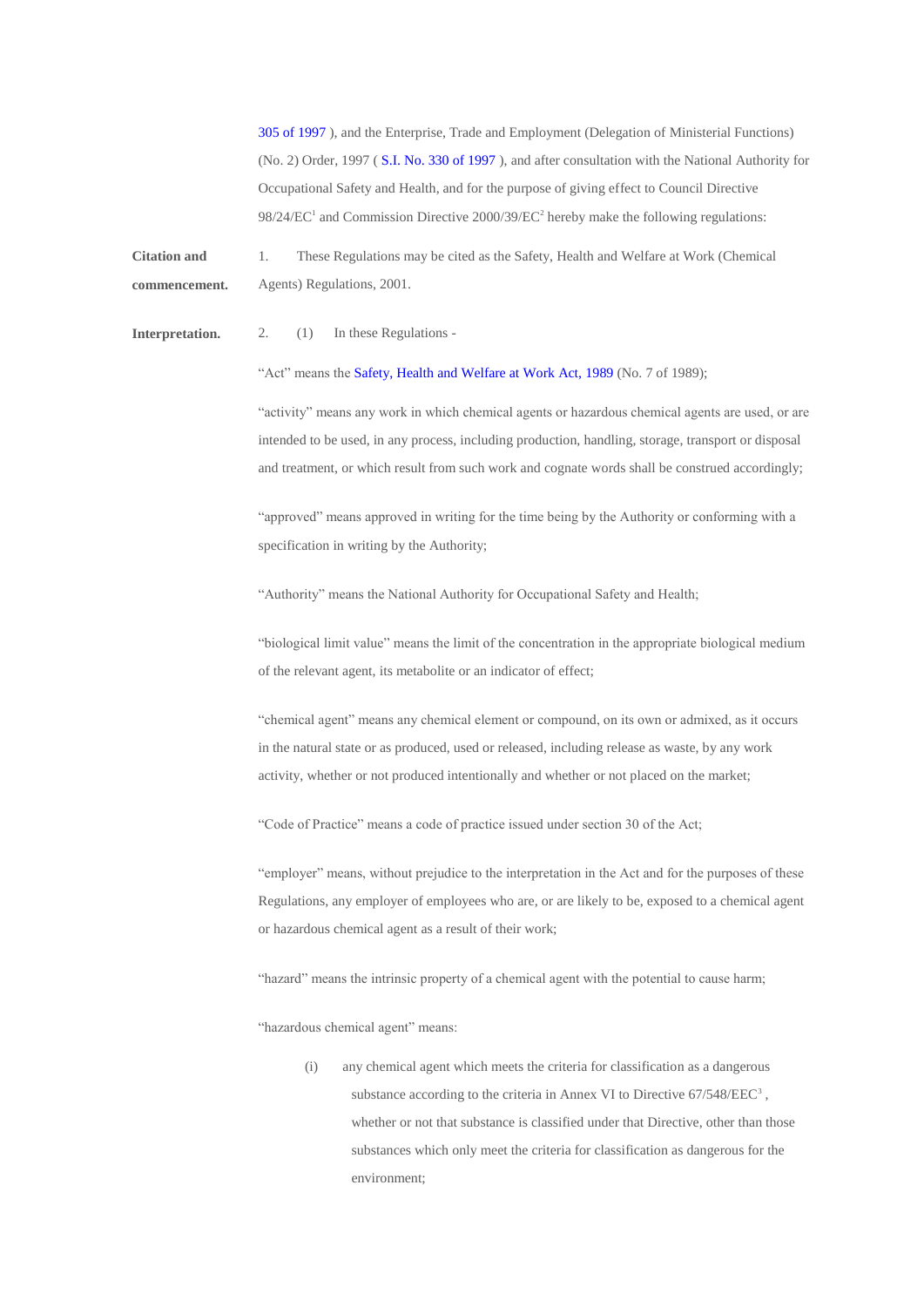305 of 1997 ), and the Enterprise, Trade and Employment (Delegation of Ministerial Functions) (No. 2) Order, 1997 ( S.I. No. 330 of 1997 ), and after consultation with the National Authority for Occupational Safety and Health, and for the purpose of giving effect to Council Directive 98/24/EC[1] and Commission Directive 2000/39/EC[2] hereby make the following regulations:

**Citation and commencement.**

1. These Regulations may be cited as the Safety, Health and Welfare at Work (Chemical Agents) Regulations, 2001.

**Interpretation.**

2. (1) In these Regulations -

"Act" means the Safety, Health and Welfare at Work Act, 1989 (No. 7 of 1989);

"activity" means any work in which chemical agents or hazardous chemical agents are used, or are intended to be used, in any process, including production, handling, storage, transport or disposal and treatment, or which result from such work and cognate words shall be construed accordingly;

"approved" means approved in writing for the time being by the Authority or conforming with a specification in writing by the Authority;

"Authority" means the National Authority for Occupational Safety and Health;

"biological limit value" means the limit of the concentration in the appropriate biological medium of the relevant agent, its metabolite or an indicator of effect;

"chemical agent" means any chemical element or compound, on its own or admixed, as it occurs in the natural state or as produced, used or released, including release as waste, by any work activity, whether or not produced intentionally and whether or not placed on the market;

"Code of Practice" means a code of practice issued under section 30 of the Act;

"employer" means, without prejudice to the interpretation in the Act and for the purposes of these Regulations, any employer of employees who are, or are likely to be, exposed to a chemical agent or hazardous chemical agent as a result of their work;

"hazard" means the intrinsic property of a chemical agent with the potential to cause harm;

"hazardous chemical agent" means:

(i) any chemical agent which meets the criteria for classification as a dangerous substance according to the criteria in Annex VI to Directive 67/548/EEC[3] , whether or not that substance is classified under that Directive, other than those substances which only meet the criteria for classification as dangerous for the environment;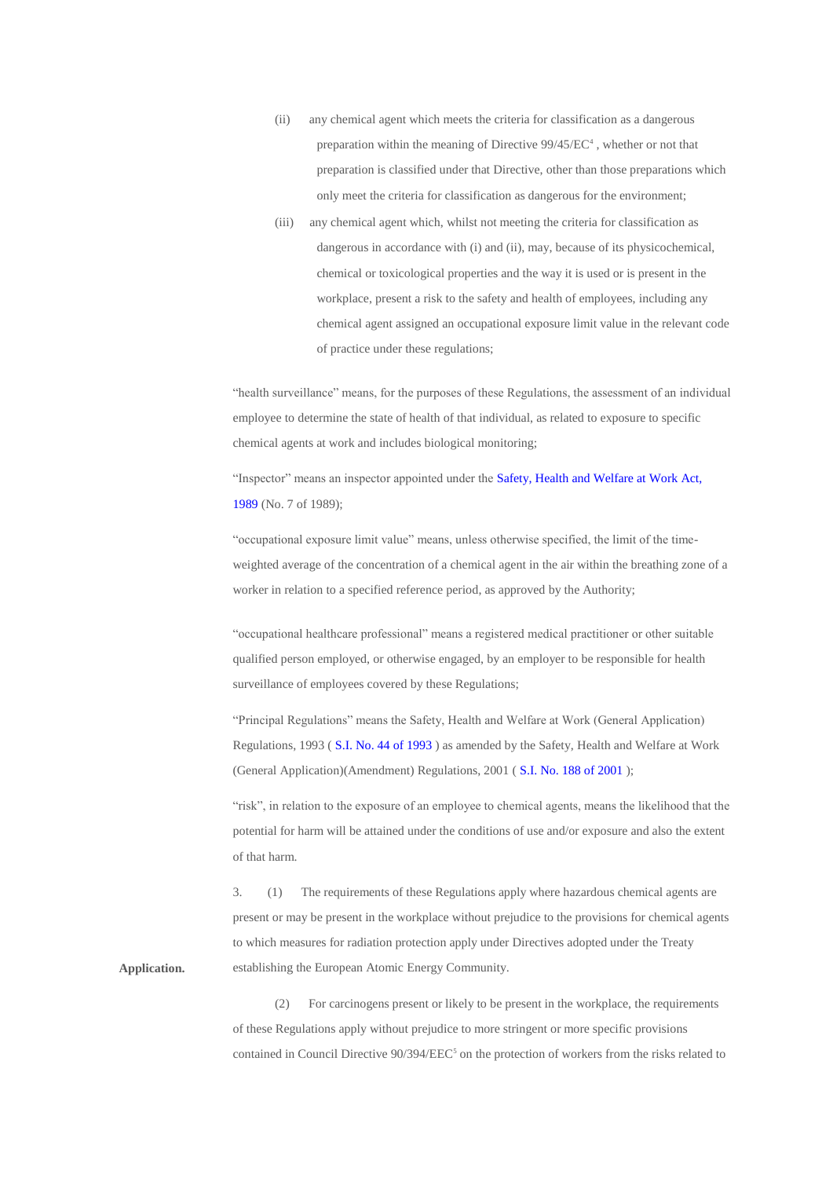(ii) any chemical agent which meets the criteria for classification as a dangerous preparation within the meaning of Directive 99/45/EC[4] , whether or not that preparation is classified under that Directive, other than those preparations which only meet the criteria for classification as dangerous for the environment;

(iii) any chemical agent which, whilst not meeting the criteria for classification as dangerous in accordance with (i) and (ii), may, because of its physicochemical, chemical or toxicological properties and the way it is used or is present in the workplace, present a risk to the safety and health of employees, including any chemical agent assigned an occupational exposure limit value in the relevant code of practice under these regulations;

"health surveillance" means, for the purposes of these Regulations, the assessment of an individual employee to determine the state of health of that individual, as related to exposure to specific chemical agents at work and includes biological monitoring;

"Inspector" means an inspector appointed under the Safety, Health and Welfare at Work Act, 1989 (No. 7 of 1989);

"occupational exposure limit value" means, unless otherwise specified, the limit of the time-weighted average of the concentration of a chemical agent in the air within the breathing zone of a worker in relation to a specified reference period, as approved by the Authority;

"occupational healthcare professional" means a registered medical practitioner or other suitable qualified person employed, or otherwise engaged, by an employer to be responsible for health surveillance of employees covered by these Regulations;

"Principal Regulations" means the Safety, Health and Welfare at Work (General Application) Regulations, 1993 ( S.I. No. 44 of 1993 ) as amended by the Safety, Health and Welfare at Work (General Application)(Amendment) Regulations, 2001 ( S.I. No. 188 of 2001 );

"risk", in relation to the exposure of an employee to chemical agents, means the likelihood that the potential for harm will be attained under the conditions of use and/or exposure and also the extent of that harm.

**Application.**

3. (1) The requirements of these Regulations apply where hazardous chemical agents are present or may be present in the workplace without prejudice to the provisions for chemical agents to which measures for radiation protection apply under Directives adopted under the Treaty establishing the European Atomic Energy Community.

(2) For carcinogens present or likely to be present in the workplace, the requirements of these Regulations apply without prejudice to more stringent or more specific provisions contained in Council Directive 90/394/EEC[5] on the protection of workers from the risks related to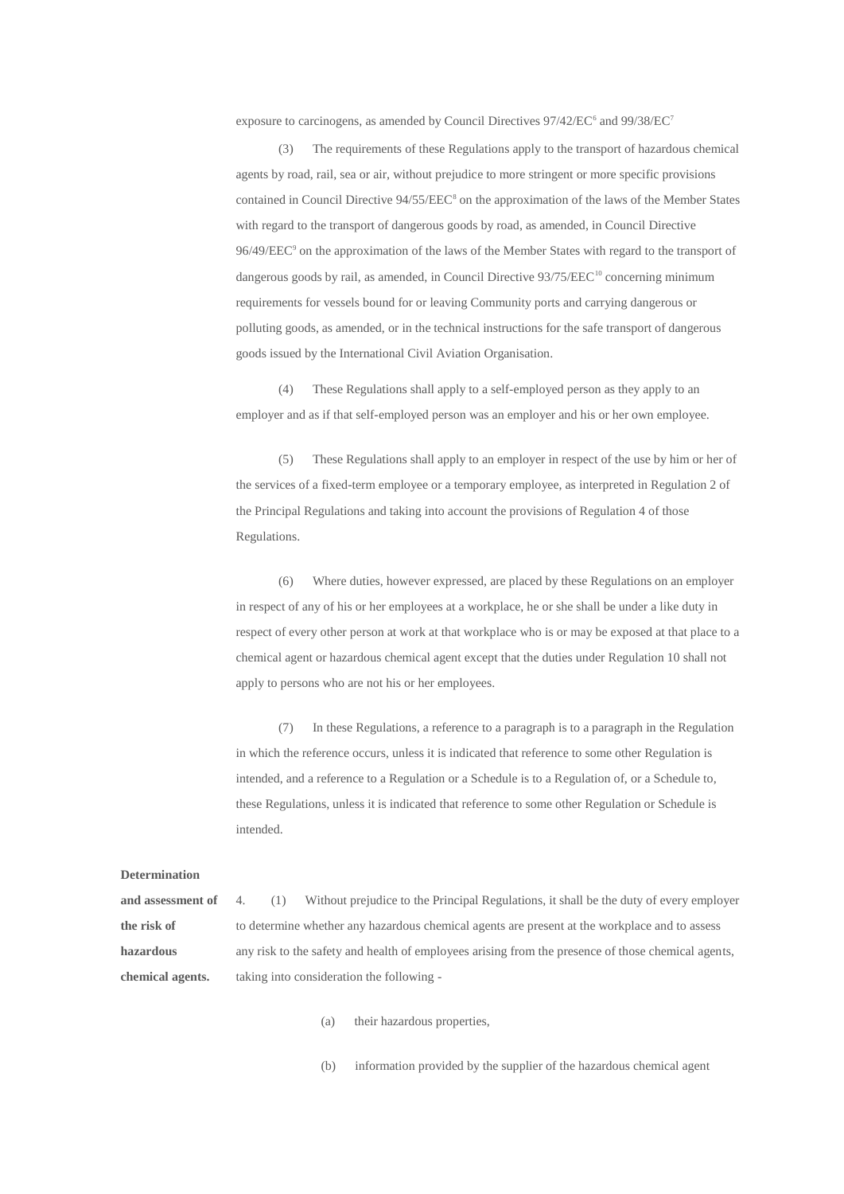exposure to carcinogens, as amended by Council Directives 97/42/EC[6] and 99/38/EC[7]

(3) The requirements of these Regulations apply to the transport of hazardous chemical agents by road, rail, sea or air, without prejudice to more stringent or more specific provisions contained in Council Directive 94/55/EEC[8] on the approximation of the laws of the Member States with regard to the transport of dangerous goods by road, as amended, in Council Directive 96/49/EEC[9] on the approximation of the laws of the Member States with regard to the transport of dangerous goods by rail, as amended, in Council Directive 93/75/EEC[10] concerning minimum requirements for vessels bound for or leaving Community ports and carrying dangerous or polluting goods, as amended, or in the technical instructions for the safe transport of dangerous goods issued by the International Civil Aviation Organisation.

(4) These Regulations shall apply to a self-employed person as they apply to an employer and as if that self-employed person was an employer and his or her own employee.

(5) These Regulations shall apply to an employer in respect of the use by him or her of the services of a fixed-term employee or a temporary employee, as interpreted in Regulation 2 of the Principal Regulations and taking into account the provisions of Regulation 4 of those Regulations.

(6) Where duties, however expressed, are placed by these Regulations on an employer in respect of any of his or her employees at a workplace, he or she shall be under a like duty in respect of every other person at work at that workplace who is or may be exposed at that place to a chemical agent or hazardous chemical agent except that the duties under Regulation 10 shall not apply to persons who are not his or her employees.

(7) In these Regulations, a reference to a paragraph is to a paragraph in the Regulation in which the reference occurs, unless it is indicated that reference to some other Regulation is intended, and a reference to a Regulation or a Schedule is to a Regulation of, or a Schedule to, these Regulations, unless it is indicated that reference to some other Regulation or Schedule is intended.

**Determination and assessment of the risk of hazardous chemical agents.**

4. (1) Without prejudice to the Principal Regulations, it shall be the duty of every employer to determine whether any hazardous chemical agents are present at the workplace and to assess any risk to the safety and health of employees arising from the presence of those chemical agents, taking into consideration the following -

(a) their hazardous properties,

(b) information provided by the supplier of the hazardous chemical agent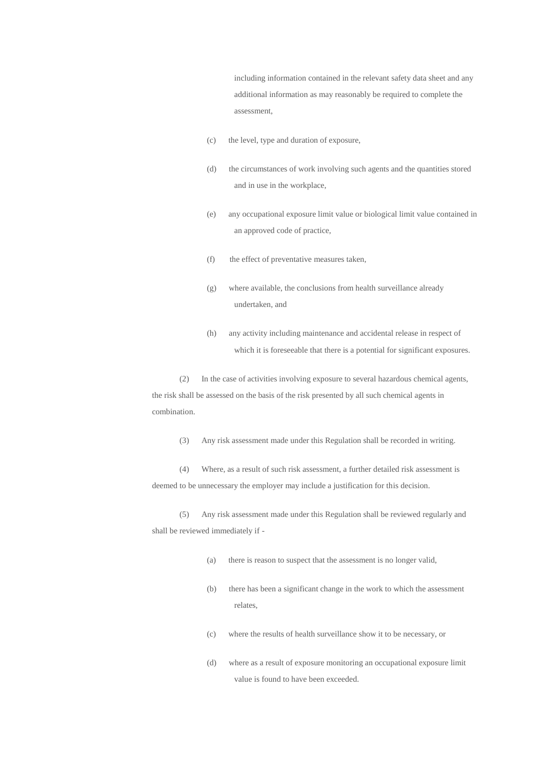including information contained in the relevant safety data sheet and any additional information as may reasonably be required to complete the assessment,

(c) the level, type and duration of exposure,

(d) the circumstances of work involving such agents and the quantities stored and in use in the workplace,

(e) any occupational exposure limit value or biological limit value contained in an approved code of practice,

(f) the effect of preventative measures taken,

(g) where available, the conclusions from health surveillance already undertaken, and

(h) any activity including maintenance and accidental release in respect of which it is foreseeable that there is a potential for significant exposures.

(2) In the case of activities involving exposure to several hazardous chemical agents, the risk shall be assessed on the basis of the risk presented by all such chemical agents in combination.

(3) Any risk assessment made under this Regulation shall be recorded in writing.

(4) Where, as a result of such risk assessment, a further detailed risk assessment is deemed to be unnecessary the employer may include a justification for this decision.

(5) Any risk assessment made under this Regulation shall be reviewed regularly and shall be reviewed immediately if -

(a) there is reason to suspect that the assessment is no longer valid,

(b) there has been a significant change in the work to which the assessment relates,

(c) where the results of health surveillance show it to be necessary, or

(d) where as a result of exposure monitoring an occupational exposure limit value is found to have been exceeded.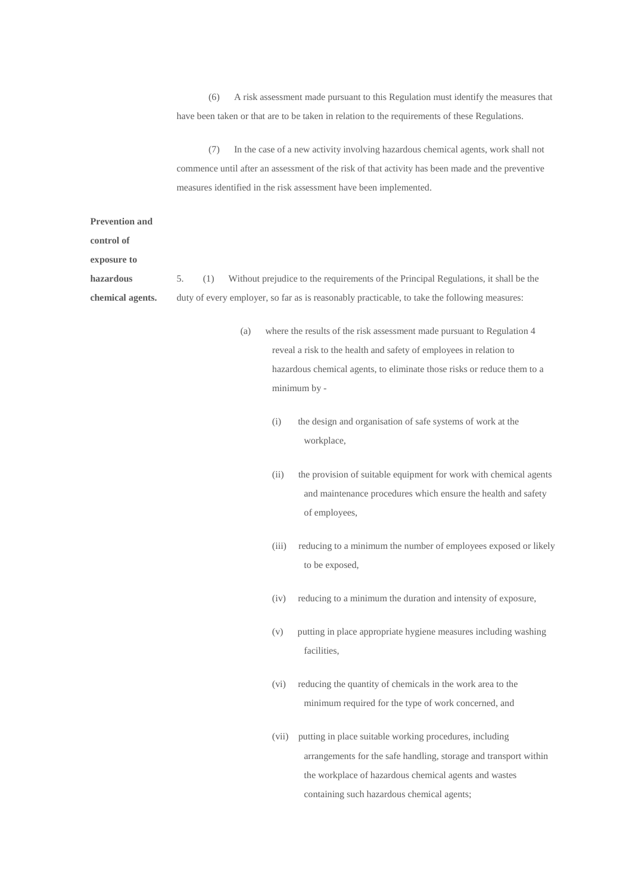(6) A risk assessment made pursuant to this Regulation must identify the measures that have been taken or that are to be taken in relation to the requirements of these Regulations.

(7) In the case of a new activity involving hazardous chemical agents, work shall not commence until after an assessment of the risk of that activity has been made and the preventive measures identified in the risk assessment have been implemented.

**Prevention and control of exposure to hazardous chemical agents.**

5. (1) Without prejudice to the requirements of the Principal Regulations, it shall be the duty of every employer, so far as is reasonably practicable, to take the following measures:

(a) where the results of the risk assessment made pursuant to Regulation 4 reveal a risk to the health and safety of employees in relation to hazardous chemical agents, to eliminate those risks or reduce them to a minimum by -

(i) the design and organisation of safe systems of work at the workplace,

(ii) the provision of suitable equipment for work with chemical agents and maintenance procedures which ensure the health and safety of employees,

(iii) reducing to a minimum the number of employees exposed or likely to be exposed,

(iv) reducing to a minimum the duration and intensity of exposure,

(v) putting in place appropriate hygiene measures including washing facilities,

(vi) reducing the quantity of chemicals in the work area to the minimum required for the type of work concerned, and

(vii) putting in place suitable working procedures, including arrangements for the safe handling, storage and transport within the workplace of hazardous chemical agents and wastes containing such hazardous chemical agents;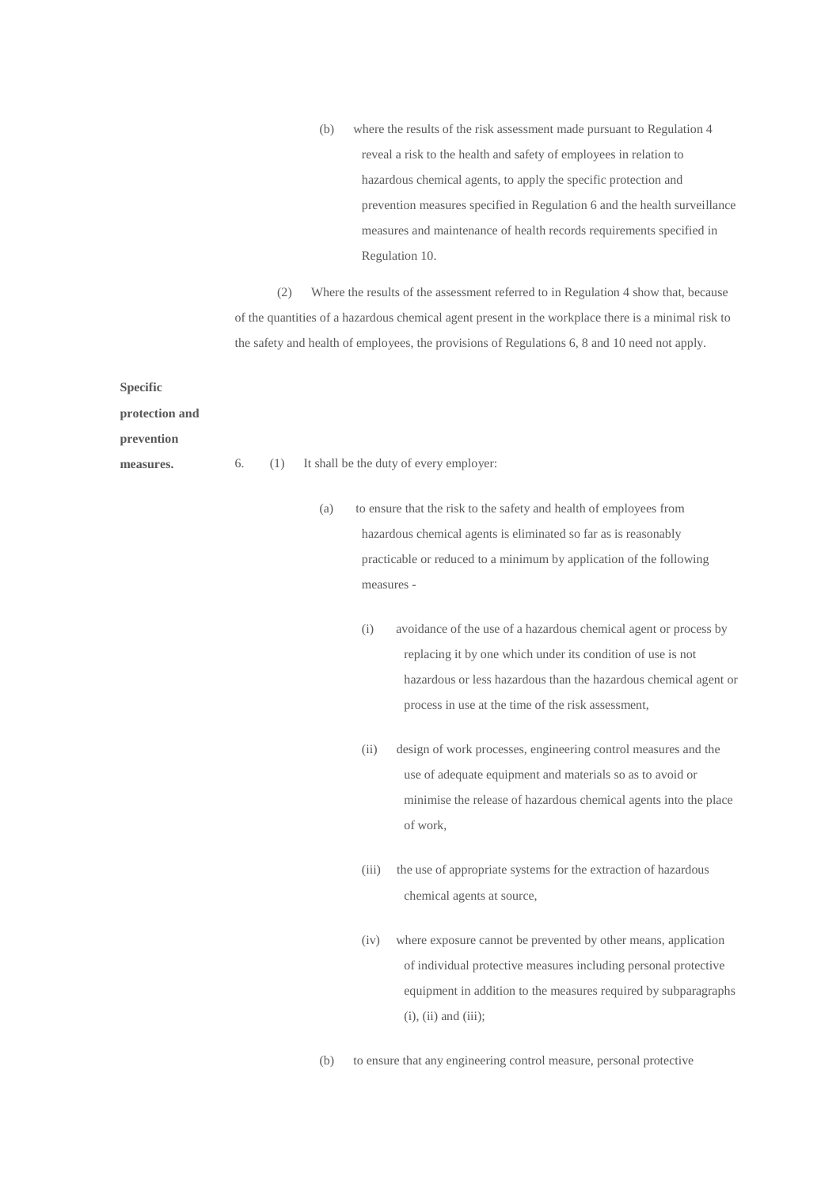(b) where the results of the risk assessment made pursuant to Regulation 4 reveal a risk to the health and safety of employees in relation to hazardous chemical agents, to apply the specific protection and prevention measures specified in Regulation 6 and the health surveillance measures and maintenance of health records requirements specified in Regulation 10.

(2) Where the results of the assessment referred to in Regulation 4 show that, because of the quantities of a hazardous chemical agent present in the workplace there is a minimal risk to the safety and health of employees, the provisions of Regulations 6, 8 and 10 need not apply.

**Specific protection and prevention measures.**

6. (1) It shall be the duty of every employer:

(a) to ensure that the risk to the safety and health of employees from hazardous chemical agents is eliminated so far as is reasonably practicable or reduced to a minimum by application of the following measures -

(i) avoidance of the use of a hazardous chemical agent or process by replacing it by one which under its condition of use is not hazardous or less hazardous than the hazardous chemical agent or process in use at the time of the risk assessment,

(ii) design of work processes, engineering control measures and the use of adequate equipment and materials so as to avoid or minimise the release of hazardous chemical agents into the place of work,

(iii) the use of appropriate systems for the extraction of hazardous chemical agents at source,

(iv) where exposure cannot be prevented by other means, application of individual protective measures including personal protective equipment in addition to the measures required by subparagraphs (i), (ii) and (iii);

(b) to ensure that any engineering control measure, personal protective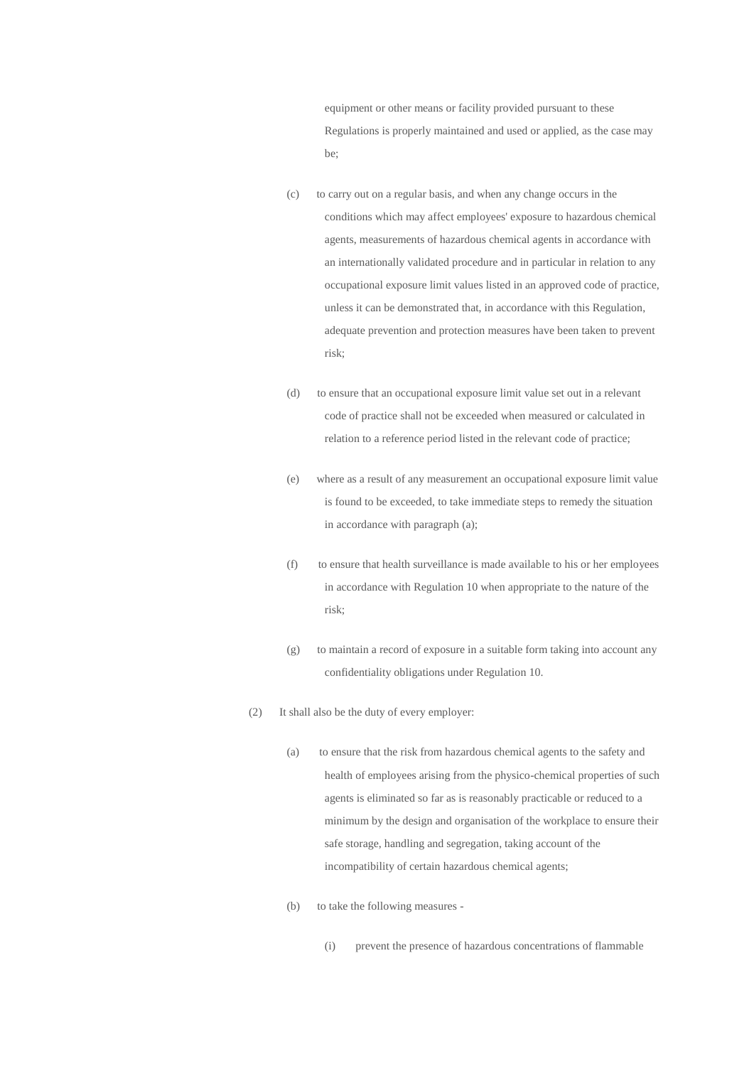equipment or other means or facility provided pursuant to these Regulations is properly maintained and used or applied, as the case may be;

(c) to carry out on a regular basis, and when any change occurs in the conditions which may affect employees' exposure to hazardous chemical agents, measurements of hazardous chemical agents in accordance with an internationally validated procedure and in particular in relation to any occupational exposure limit values listed in an approved code of practice, unless it can be demonstrated that, in accordance with this Regulation, adequate prevention and protection measures have been taken to prevent risk;

(d) to ensure that an occupational exposure limit value set out in a relevant code of practice shall not be exceeded when measured or calculated in relation to a reference period listed in the relevant code of practice;

(e) where as a result of any measurement an occupational exposure limit value is found to be exceeded, to take immediate steps to remedy the situation in accordance with paragraph (a);

(f) to ensure that health surveillance is made available to his or her employees in accordance with Regulation 10 when appropriate to the nature of the risk;

(g) to maintain a record of exposure in a suitable form taking into account any confidentiality obligations under Regulation 10.

(2) It shall also be the duty of every employer:

(a) to ensure that the risk from hazardous chemical agents to the safety and health of employees arising from the physico-chemical properties of such agents is eliminated so far as is reasonably practicable or reduced to a minimum by the design and organisation of the workplace to ensure their safe storage, handling and segregation, taking account of the incompatibility of certain hazardous chemical agents;

(b) to take the following measures -

(i) prevent the presence of hazardous concentrations of flammable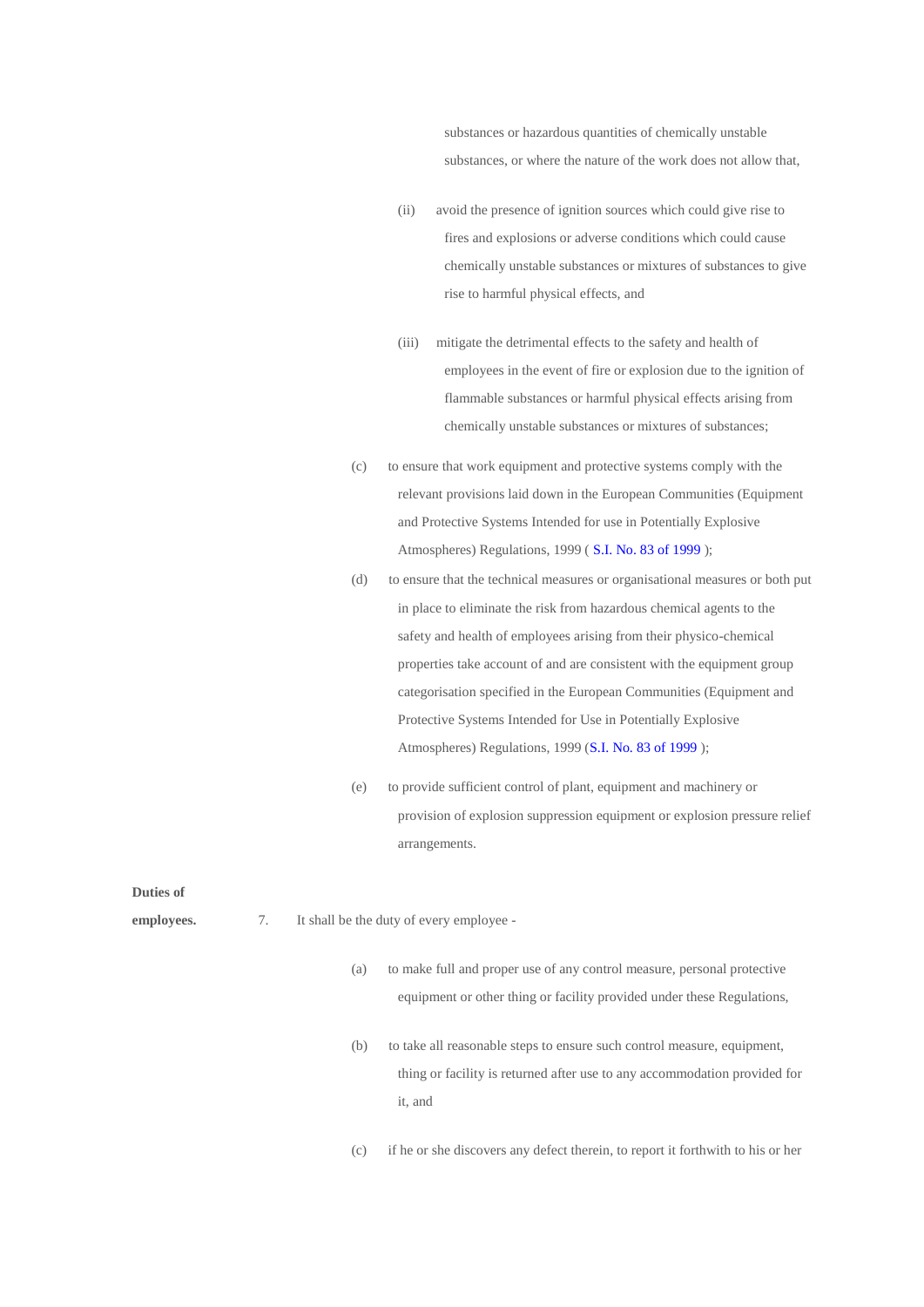substances or hazardous quantities of chemically unstable substances, or where the nature of the work does not allow that,

(ii) avoid the presence of ignition sources which could give rise to fires and explosions or adverse conditions which could cause chemically unstable substances or mixtures of substances to give rise to harmful physical effects, and

(iii) mitigate the detrimental effects to the safety and health of employees in the event of fire or explosion due to the ignition of flammable substances or harmful physical effects arising from chemically unstable substances or mixtures of substances;

(c) to ensure that work equipment and protective systems comply with the relevant provisions laid down in the European Communities (Equipment and Protective Systems Intended for use in Potentially Explosive Atmospheres) Regulations, 1999 ( S.I. No. 83 of 1999 );

(d) to ensure that the technical measures or organisational measures or both put in place to eliminate the risk from hazardous chemical agents to the safety and health of employees arising from their physico-chemical properties take account of and are consistent with the equipment group categorisation specified in the European Communities (Equipment and Protective Systems Intended for Use in Potentially Explosive Atmospheres) Regulations, 1999 (S.I. No. 83 of 1999 );

(e) to provide sufficient control of plant, equipment and machinery or provision of explosion suppression equipment or explosion pressure relief arrangements.

**Duties of employees.**

7. It shall be the duty of every employee -

(a) to make full and proper use of any control measure, personal protective equipment or other thing or facility provided under these Regulations,

(b) to take all reasonable steps to ensure such control measure, equipment, thing or facility is returned after use to any accommodation provided for it, and

(c) if he or she discovers any defect therein, to report it forthwith to his or her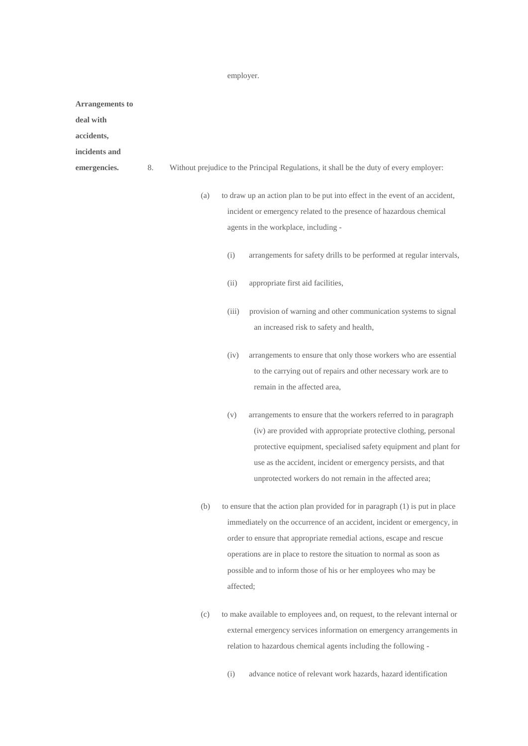employer.

**Arrangements to deal with accidents, incidents and emergencies.**

8. Without prejudice to the Principal Regulations, it shall be the duty of every employer:

(a) to draw up an action plan to be put into effect in the event of an accident, incident or emergency related to the presence of hazardous chemical agents in the workplace, including -

(i) arrangements for safety drills to be performed at regular intervals,

(ii) appropriate first aid facilities,

(iii) provision of warning and other communication systems to signal an increased risk to safety and health,

(iv) arrangements to ensure that only those workers who are essential to the carrying out of repairs and other necessary work are to remain in the affected area,

(v) arrangements to ensure that the workers referred to in paragraph (iv) are provided with appropriate protective clothing, personal protective equipment, specialised safety equipment and plant for use as the accident, incident or emergency persists, and that unprotected workers do not remain in the affected area;

(b) to ensure that the action plan provided for in paragraph (1) is put in place immediately on the occurrence of an accident, incident or emergency, in order to ensure that appropriate remedial actions, escape and rescue operations are in place to restore the situation to normal as soon as possible and to inform those of his or her employees who may be affected;

(c) to make available to employees and, on request, to the relevant internal or external emergency services information on emergency arrangements in relation to hazardous chemical agents including the following -

(i) advance notice of relevant work hazards, hazard identification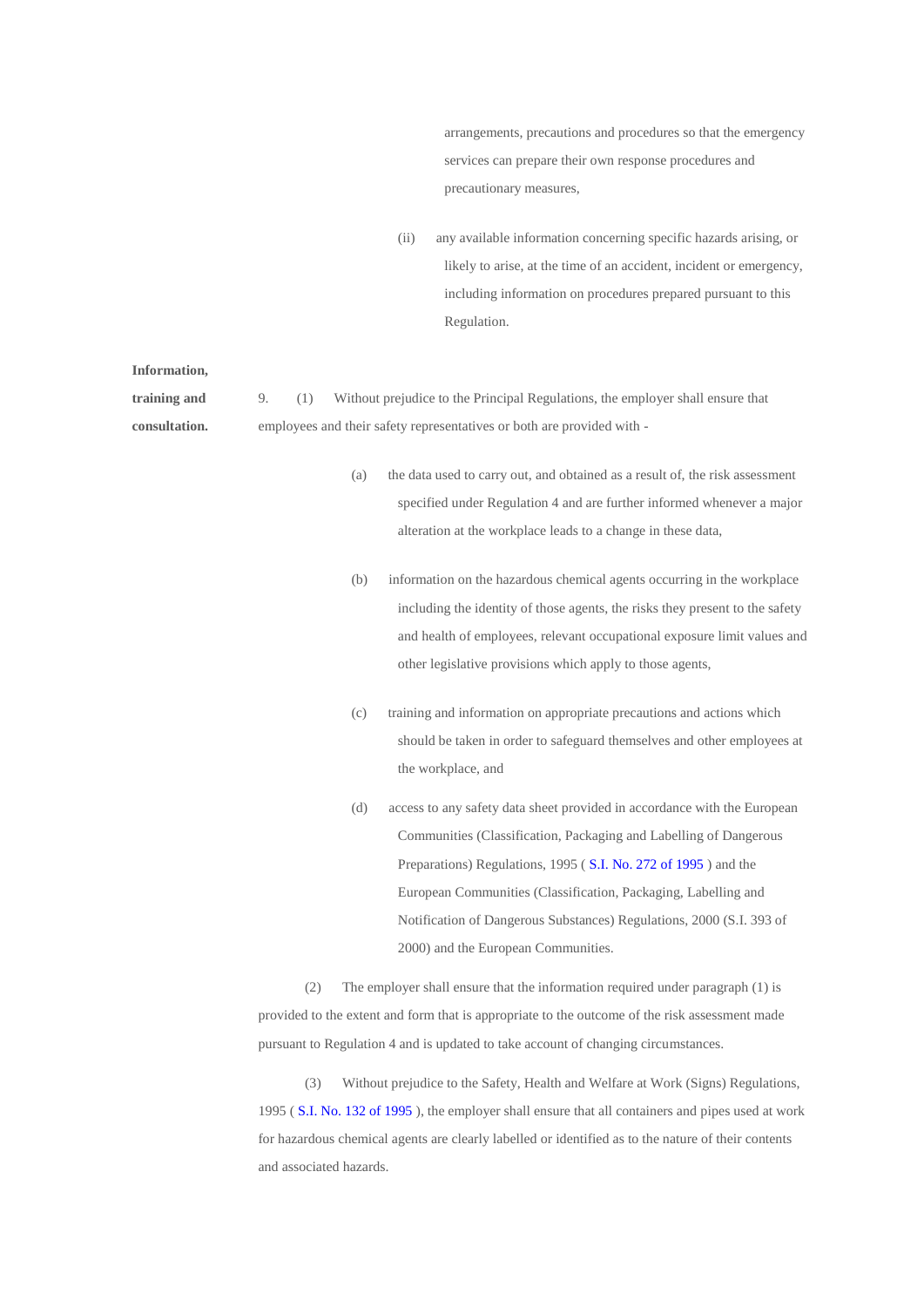arrangements, precautions and procedures so that the emergency services can prepare their own response procedures and precautionary measures,

(ii) any available information concerning specific hazards arising, or likely to arise, at the time of an accident, incident or emergency, including information on procedures prepared pursuant to this Regulation.

**Information, training and consultation.**

9. (1) Without prejudice to the Principal Regulations, the employer shall ensure that employees and their safety representatives or both are provided with -

(a) the data used to carry out, and obtained as a result of, the risk assessment specified under Regulation 4 and are further informed whenever a major alteration at the workplace leads to a change in these data,

(b) information on the hazardous chemical agents occurring in the workplace including the identity of those agents, the risks they present to the safety and health of employees, relevant occupational exposure limit values and other legislative provisions which apply to those agents,

(c) training and information on appropriate precautions and actions which should be taken in order to safeguard themselves and other employees at the workplace, and

(d) access to any safety data sheet provided in accordance with the European Communities (Classification, Packaging and Labelling of Dangerous Preparations) Regulations, 1995 ( S.I. No. 272 of 1995 ) and the European Communities (Classification, Packaging, Labelling and Notification of Dangerous Substances) Regulations, 2000 (S.I. 393 of 2000) and the European Communities.

(2) The employer shall ensure that the information required under paragraph (1) is provided to the extent and form that is appropriate to the outcome of the risk assessment made pursuant to Regulation 4 and is updated to take account of changing circumstances.

(3) Without prejudice to the Safety, Health and Welfare at Work (Signs) Regulations, 1995 ( S.I. No. 132 of 1995 ), the employer shall ensure that all containers and pipes used at work for hazardous chemical agents are clearly labelled or identified as to the nature of their contents and associated hazards.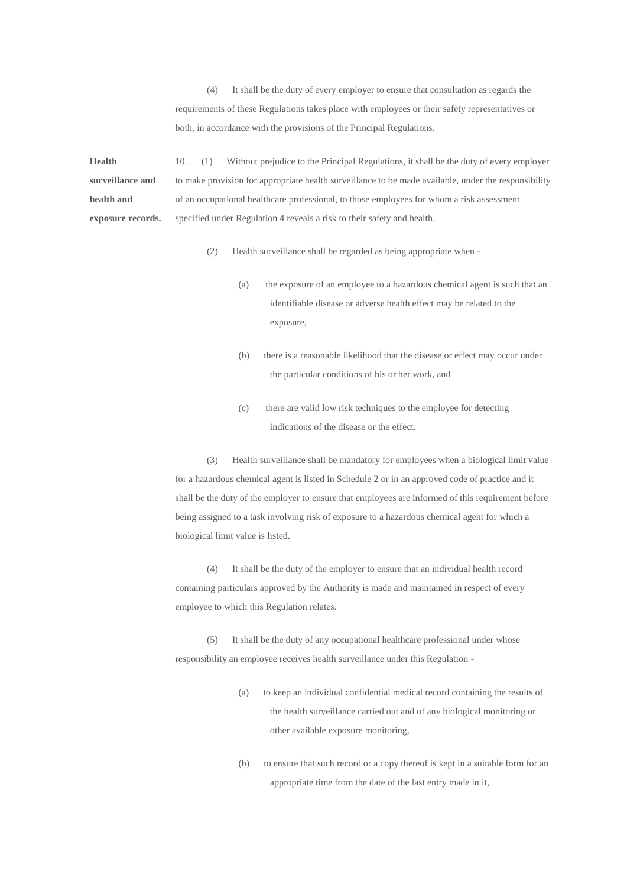(4) It shall be the duty of every employer to ensure that consultation as regards the requirements of these Regulations takes place with employees or their safety representatives or both, in accordance with the provisions of the Principal Regulations.

**Health surveillance and health and exposure records.**

10. (1) Without prejudice to the Principal Regulations, it shall be the duty of every employer to make provision for appropriate health surveillance to be made available, under the responsibility of an occupational healthcare professional, to those employees for whom a risk assessment specified under Regulation 4 reveals a risk to their safety and health.

(2) Health surveillance shall be regarded as being appropriate when -

(a) the exposure of an employee to a hazardous chemical agent is such that an identifiable disease or adverse health effect may be related to the exposure,

(b) there is a reasonable likelihood that the disease or effect may occur under the particular conditions of his or her work, and

(c) there are valid low risk techniques to the employee for detecting indications of the disease or the effect.

(3) Health surveillance shall be mandatory for employees when a biological limit value for a hazardous chemical agent is listed in Schedule 2 or in an approved code of practice and it shall be the duty of the employer to ensure that employees are informed of this requirement before being assigned to a task involving risk of exposure to a hazardous chemical agent for which a biological limit value is listed.

(4) It shall be the duty of the employer to ensure that an individual health record containing particulars approved by the Authority is made and maintained in respect of every employee to which this Regulation relates.

(5) It shall be the duty of any occupational healthcare professional under whose responsibility an employee receives health surveillance under this Regulation -

(a) to keep an individual confidential medical record containing the results of the health surveillance carried out and of any biological monitoring or other available exposure monitoring,

(b) to ensure that such record or a copy thereof is kept in a suitable form for an appropriate time from the date of the last entry made in it,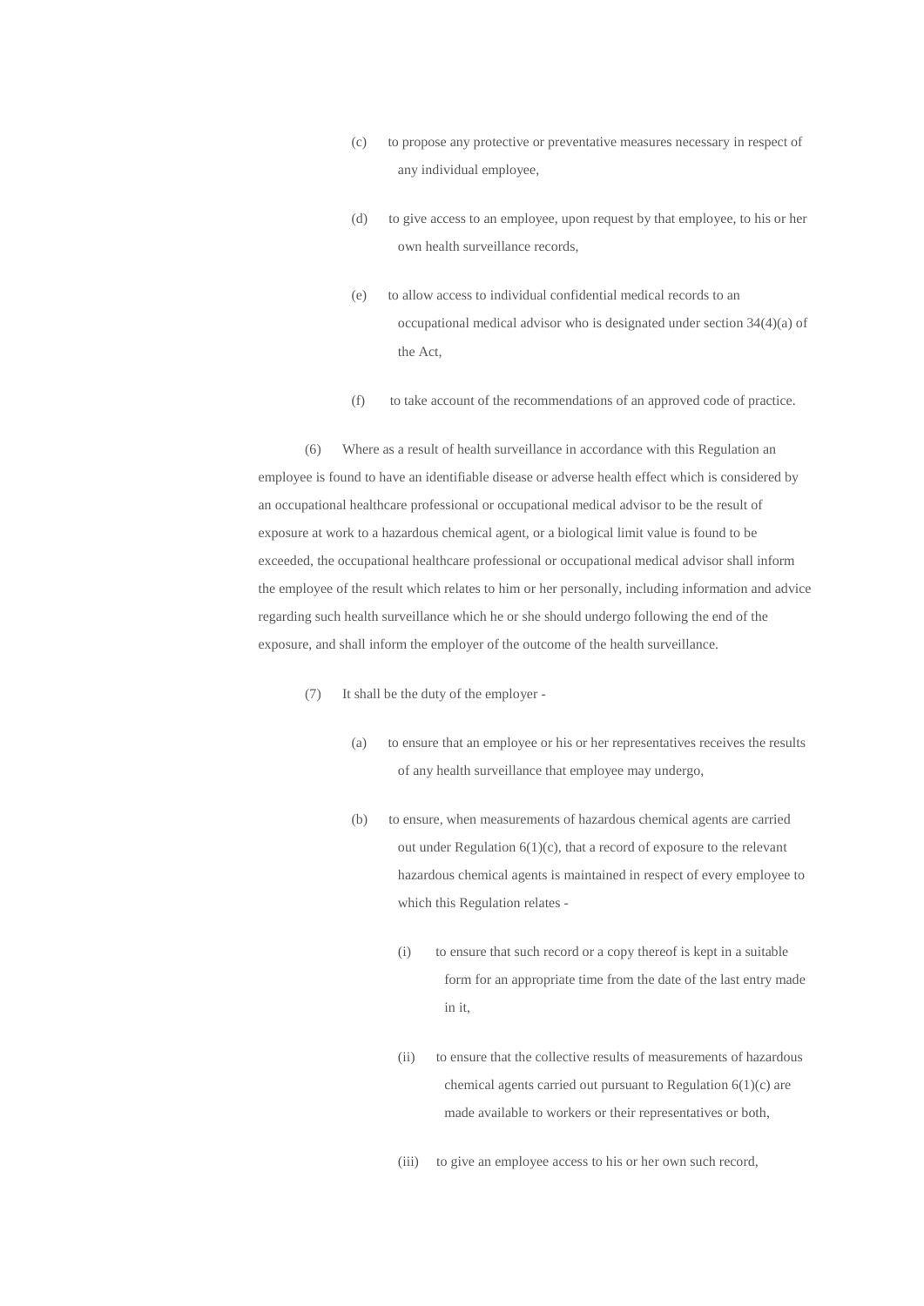(c) to propose any protective or preventative measures necessary in respect of any individual employee,

(d) to give access to an employee, upon request by that employee, to his or her own health surveillance records,

(e) to allow access to individual confidential medical records to an occupational medical advisor who is designated under section 34(4)(a) of the Act,

(f) to take account of the recommendations of an approved code of practice.

(6) Where as a result of health surveillance in accordance with this Regulation an employee is found to have an identifiable disease or adverse health effect which is considered by an occupational healthcare professional or occupational medical advisor to be the result of exposure at work to a hazardous chemical agent, or a biological limit value is found to be exceeded, the occupational healthcare professional or occupational medical advisor shall inform the employee of the result which relates to him or her personally, including information and advice regarding such health surveillance which he or she should undergo following the end of the exposure, and shall inform the employer of the outcome of the health surveillance.

(7) It shall be the duty of the employer -

(a) to ensure that an employee or his or her representatives receives the results of any health surveillance that employee may undergo,

(b) to ensure, when measurements of hazardous chemical agents are carried out under Regulation 6(1)(c), that a record of exposure to the relevant hazardous chemical agents is maintained in respect of every employee to which this Regulation relates -

(i) to ensure that such record or a copy thereof is kept in a suitable form for an appropriate time from the date of the last entry made in it,

(ii) to ensure that the collective results of measurements of hazardous chemical agents carried out pursuant to Regulation 6(1)(c) are made available to workers or their representatives or both,

(iii) to give an employee access to his or her own such record,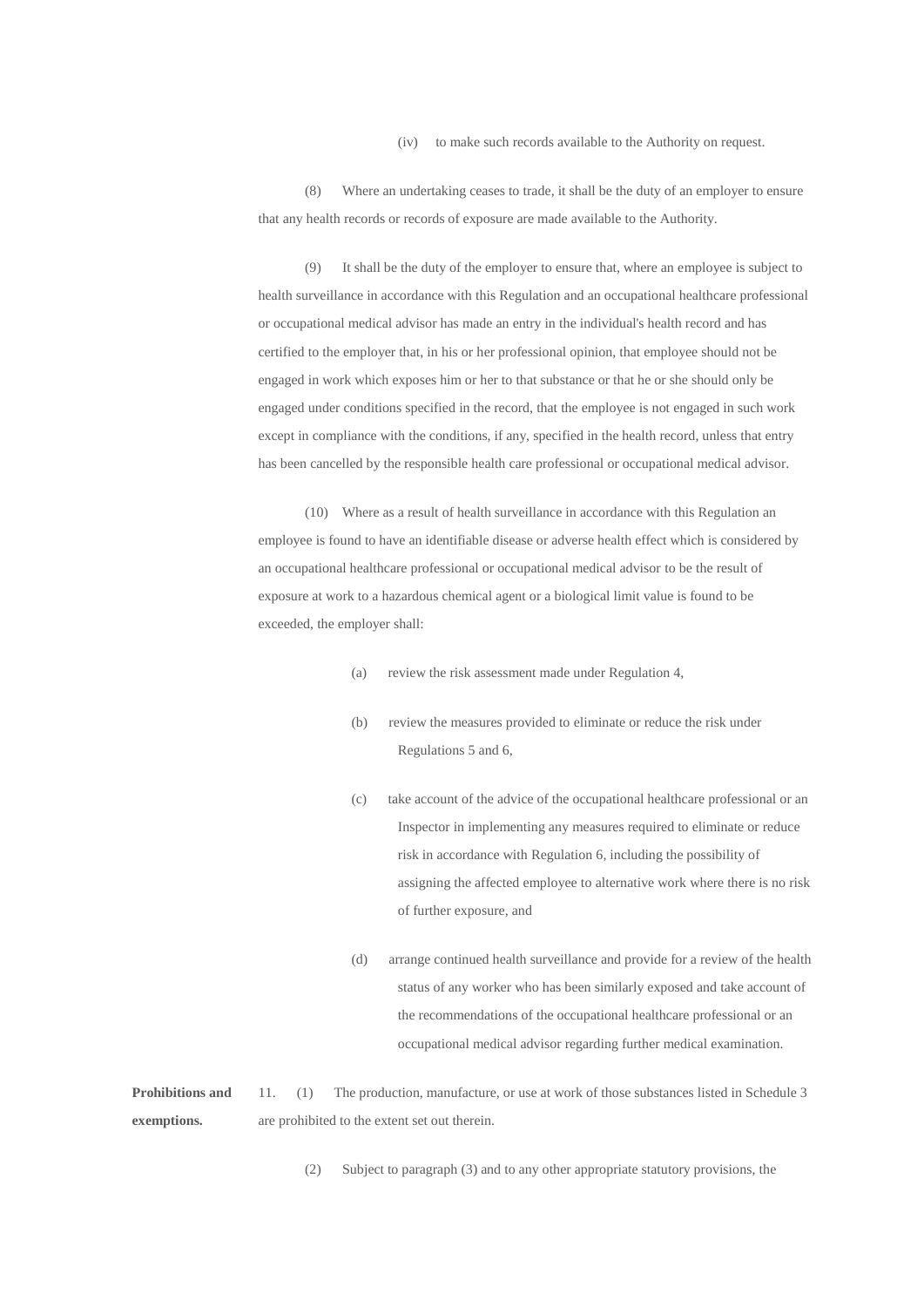(iv) to make such records available to the Authority on request.

(8) Where an undertaking ceases to trade, it shall be the duty of an employer to ensure that any health records or records of exposure are made available to the Authority.

(9) It shall be the duty of the employer to ensure that, where an employee is subject to health surveillance in accordance with this Regulation and an occupational healthcare professional or occupational medical advisor has made an entry in the individual's health record and has certified to the employer that, in his or her professional opinion, that employee should not be engaged in work which exposes him or her to that substance or that he or she should only be engaged under conditions specified in the record, that the employee is not engaged in such work except in compliance with the conditions, if any, specified in the health record, unless that entry has been cancelled by the responsible health care professional or occupational medical advisor.

(10) Where as a result of health surveillance in accordance with this Regulation an employee is found to have an identifiable disease or adverse health effect which is considered by an occupational healthcare professional or occupational medical advisor to be the result of exposure at work to a hazardous chemical agent or a biological limit value is found to be exceeded, the employer shall:

- (a) review the risk assessment made under Regulation 4,
- (b) review the measures provided to eliminate or reduce the risk under Regulations 5 and 6,
- (c) take account of the advice of the occupational healthcare professional or an Inspector in implementing any measures required to eliminate or reduce risk in accordance with Regulation 6, including the possibility of assigning the affected employee to alternative work where there is no risk of further exposure, and
- (d) arrange continued health surveillance and provide for a review of the health status of any worker who has been similarly exposed and take account of the recommendations of the occupational healthcare professional or an occupational medical advisor regarding further medical examination.

**Prohibitions and exemptions.**

11. (1) The production, manufacture, or use at work of those substances listed in Schedule 3 are prohibited to the extent set out therein.

(2) Subject to paragraph (3) and to any other appropriate statutory provisions, the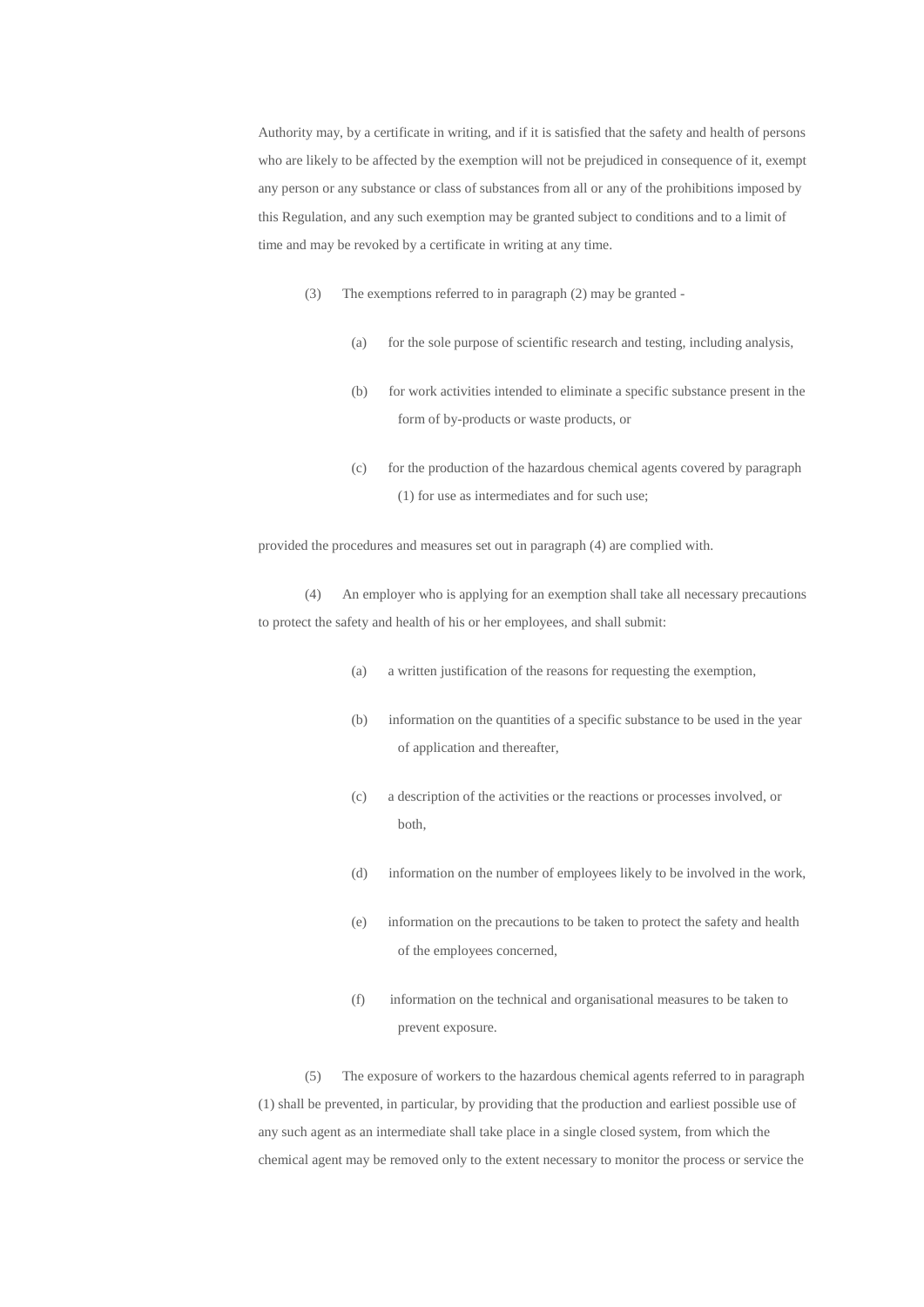Authority may, by a certificate in writing, and if it is satisfied that the safety and health of persons who are likely to be affected by the exemption will not be prejudiced in consequence of it, exempt any person or any substance or class of substances from all or any of the prohibitions imposed by this Regulation, and any such exemption may be granted subject to conditions and to a limit of time and may be revoked by a certificate in writing at any time.

(3) The exemptions referred to in paragraph (2) may be granted -

(a) for the sole purpose of scientific research and testing, including analysis,

(b) for work activities intended to eliminate a specific substance present in the form of by-products or waste products, or

(c) for the production of the hazardous chemical agents covered by paragraph (1) for use as intermediates and for such use;

provided the procedures and measures set out in paragraph (4) are complied with.

(4) An employer who is applying for an exemption shall take all necessary precautions to protect the safety and health of his or her employees, and shall submit:

(a) a written justification of the reasons for requesting the exemption,

(b) information on the quantities of a specific substance to be used in the year of application and thereafter,

(c) a description of the activities or the reactions or processes involved, or both,

(d) information on the number of employees likely to be involved in the work,

(e) information on the precautions to be taken to protect the safety and health of the employees concerned,

(f) information on the technical and organisational measures to be taken to prevent exposure.

(5) The exposure of workers to the hazardous chemical agents referred to in paragraph (1) shall be prevented, in particular, by providing that the production and earliest possible use of any such agent as an intermediate shall take place in a single closed system, from which the chemical agent may be removed only to the extent necessary to monitor the process or service the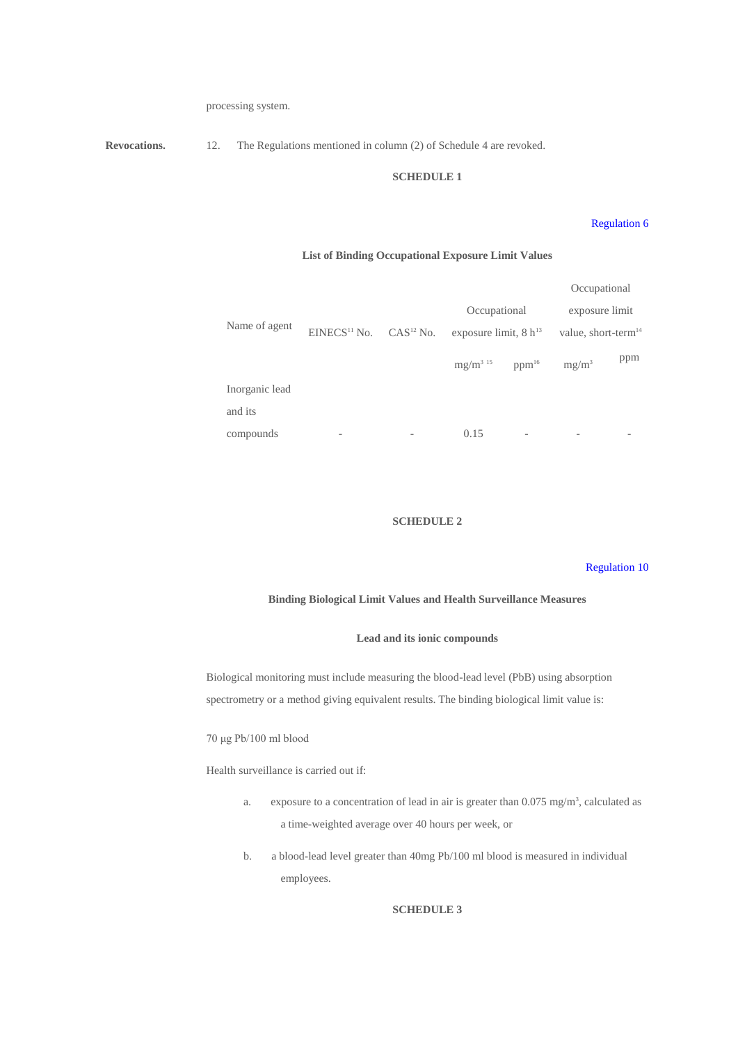processing system.

**Revocations.** 12. The Regulations mentioned in column (2) of Schedule 4 are revoked.

**SCHEDULE 1**

Regulation 6

**List of Binding Occupational Exposure Limit Values**

| Name of agent | EINECS[11] No. | CAS[12] No. | Occupational exposure limit, 8 h[13] | | Occupational exposure limit value, short-term[14] | |
|---|---|---|---|---|---|---|
| | | | mg/m$^3$ [15] | ppm[16] | mg/m$^3$ | ppm |
| Inorganic lead and its compounds | - | - | 0.15 | - | - | - |

**SCHEDULE 2**

Regulation 10

**Binding Biological Limit Values and Health Surveillance Measures**

**Lead and its ionic compounds**

Biological monitoring must include measuring the blood-lead level (PbB) using absorption spectrometry or a method giving equivalent results. The binding biological limit value is:

70 µg Pb/100 ml blood

Health surveillance is carried out if:

a. exposure to a concentration of lead in air is greater than 0.075 mg/m$^3$, calculated as a time-weighted average over 40 hours per week, or

b. a blood-lead level greater than 40mg Pb/100 ml blood is measured in individual employees.

**SCHEDULE 3**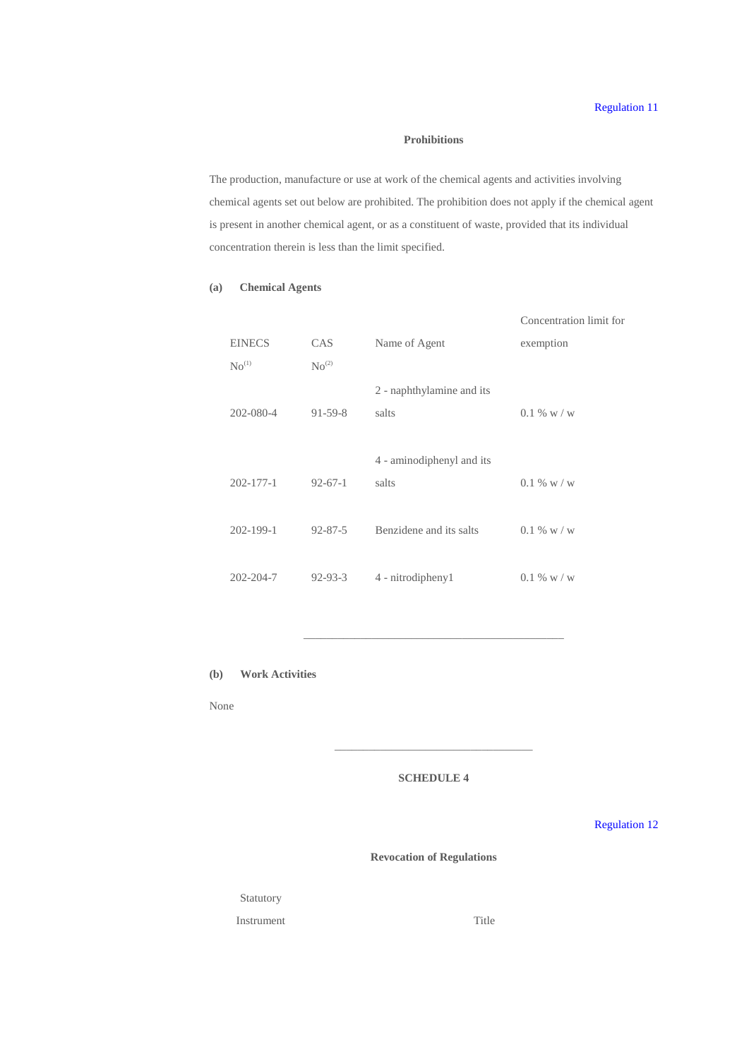Regulation 11

**Prohibitions**

The production, manufacture or use at work of the chemical agents and activities involving chemical agents set out below are prohibited. The prohibition does not apply if the chemical agent is present in another chemical agent, or as a constituent of waste, provided that its individual concentration therein is less than the limit specified.

**(a) Chemical Agents**

| EINECS No[1] | CAS No[2] | Name of Agent | Concentration limit for exemption |
|---|---|---|---|
| 202-080-4 | 91-59-8 | 2 - naphthylamine and its salts | 0.1 % w / w |
| 202-177-1 | 92-67-1 | 4 - aminodiphenyl and its salts | 0.1 % w / w |
| 202-199-1 | 92-87-5 | Benzidene and its salts | 0.1 % w / w |
| 202-204-7 | 92-93-3 | 4 - nitrodipheny1 | 0.1 % w / w |

---

**(b) Work Activities**

None

---

**SCHEDULE 4**

Regulation 12

**Revocation of Regulations**

| Statutory Instrument | Title |
|---|---|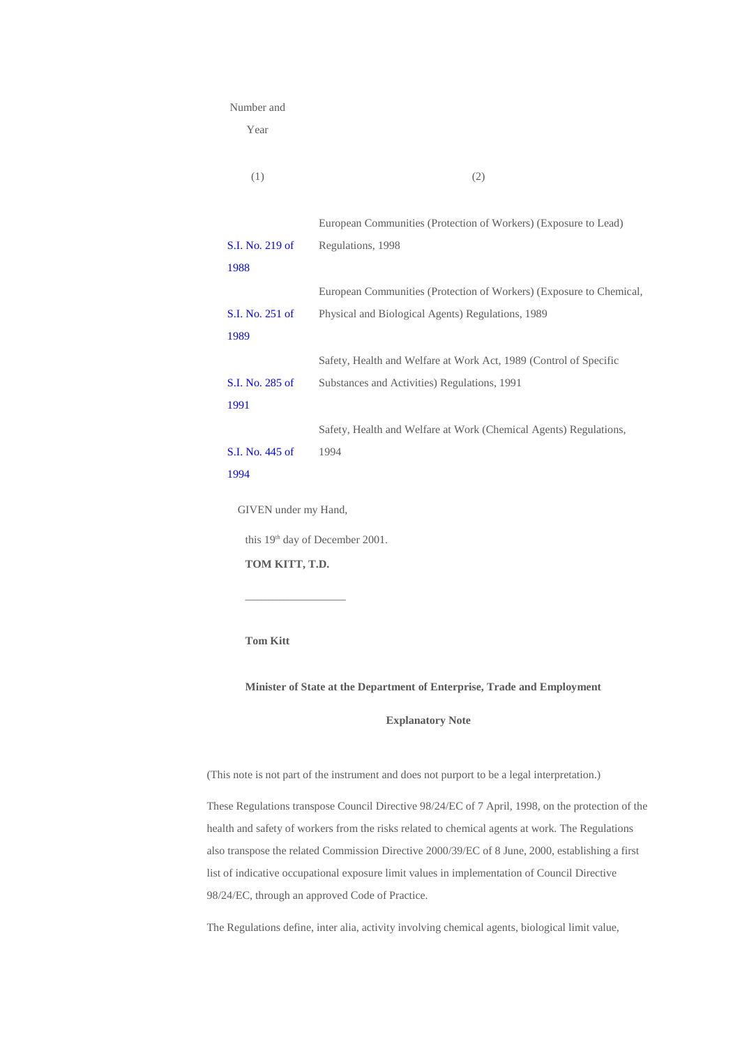| Number and Year | |
|---|---|
| (1) | (2) |
| S.I. No. 219 of 1988 | European Communities (Protection of Workers) (Exposure to Lead) Regulations, 1998 |
| S.I. No. 251 of 1989 | European Communities (Protection of Workers) (Exposure to Chemical, Physical and Biological Agents) Regulations, 1989 |
| S.I. No. 285 of 1991 | Safety, Health and Welfare at Work Act, 1989 (Control of Specific Substances and Activities) Regulations, 1991 |
| S.I. No. 445 of 1994 | Safety, Health and Welfare at Work (Chemical Agents) Regulations, 1994 |

GIVEN under my Hand,

this 19th day of December 2001.

**TOM KITT, T.D.**

\_\_\_\_\_\_\_\_\_\_\_\_\_\_\_\_\_\_

**Tom Kitt**

**Minister of State at the Department of Enterprise, Trade and Employment**

## Explanatory Note

(This note is not part of the instrument and does not purport to be a legal interpretation.)

These Regulations transpose Council Directive 98/24/EC of 7 April, 1998, on the protection of the health and safety of workers from the risks related to chemical agents at work. The Regulations also transpose the related Commission Directive 2000/39/EC of 8 June, 2000, establishing a first list of indicative occupational exposure limit values in implementation of Council Directive 98/24/EC, through an approved Code of Practice.

The Regulations define, inter alia, activity involving chemical agents, biological limit value,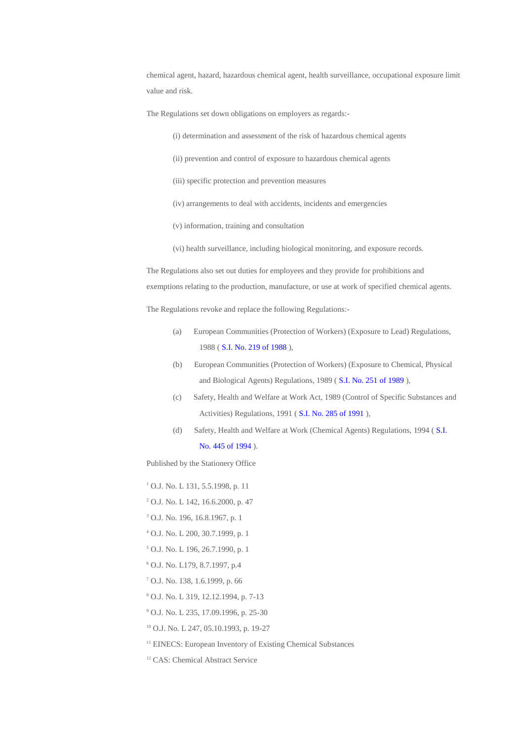chemical agent, hazard, hazardous chemical agent, health surveillance, occupational exposure limit value and risk.

The Regulations set down obligations on employers as regards:-

(i) determination and assessment of the risk of hazardous chemical agents

(ii) prevention and control of exposure to hazardous chemical agents

(iii) specific protection and prevention measures

(iv) arrangements to deal with accidents, incidents and emergencies

(v) information, training and consultation

(vi) health surveillance, including biological monitoring, and exposure records.

The Regulations also set out duties for employees and they provide for prohibitions and exemptions relating to the production, manufacture, or use at work of specified chemical agents.

The Regulations revoke and replace the following Regulations:-

(a) European Communities (Protection of Workers) (Exposure to Lead) Regulations, 1988 ( S.I. No. 219 of 1988 ),

(b) European Communities (Protection of Workers) (Exposure to Chemical, Physical and Biological Agents) Regulations, 1989 ( S.I. No. 251 of 1989 ),

(c) Safety, Health and Welfare at Work Act, 1989 (Control of Specific Substances and Activities) Regulations, 1991 ( S.I. No. 285 of 1991 ),

(d) Safety, Health and Welfare at Work (Chemical Agents) Regulations, 1994 ( S.I. No. 445 of 1994 ).

Published by the Stationery Office

[1] O.J. No. L 131, 5.5.1998, p. 11

[2] O.J. No. L 142, 16.6.2000, p. 47

[3] O.J. No. 196, 16.8.1967, p. 1

[4] O.J. No. L 200, 30.7.1999, p. 1

[5] O.J. No. L 196, 26.7.1990, p. 1

[6] O.J. No. L179, 8.7.1997, p.4

[7] O.J. No. 138, 1.6.1999, p. 66

[8] O.J. No. L 319, 12.12.1994, p. 7-13

[9] O.J. No. L 235, 17.09.1996, p. 25-30

[10] O.J. No. L 247, 05.10.1993, p. 19-27

[11] EINECS: European Inventory of Existing Chemical Substances

[12] CAS: Chemical Abstract Service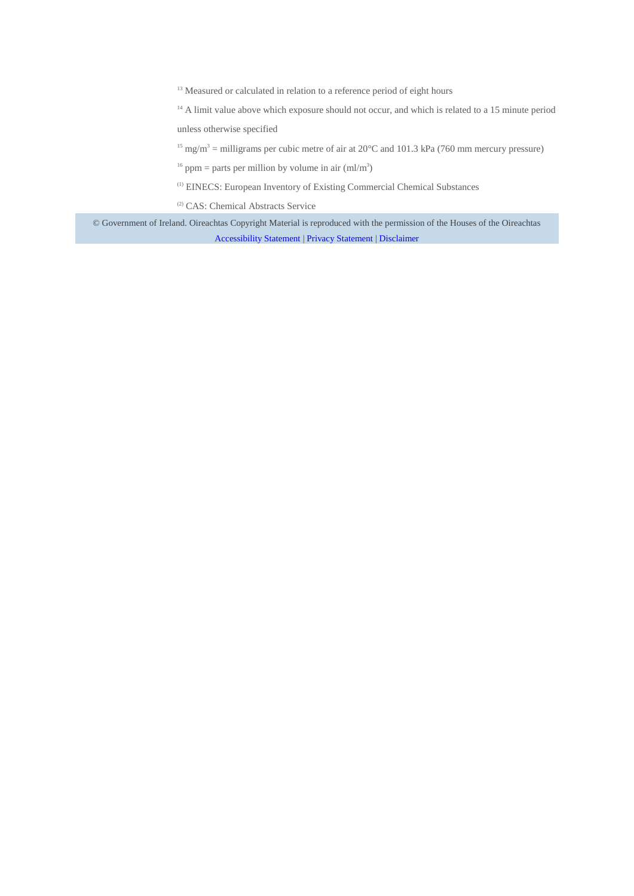[13] Measured or calculated in relation to a reference period of eight hours

[14] A limit value above which exposure should not occur, and which is related to a 15 minute period unless otherwise specified

[15] $mg/m^3$ = milligrams per cubic metre of air at 20°C and 101.3 kPa (760 mm mercury pressure)

[16] ppm = parts per million by volume in air ($ml/m^3$)

[(1)] EINECS: European Inventory of Existing Commercial Chemical Substances

[(2)] CAS: Chemical Abstracts Service

© Government of Ireland. Oireachtas Copyright Material is reproduced with the permission of the Houses of the Oireachtas

Accessibility Statement | Privacy Statement | Disclaimer